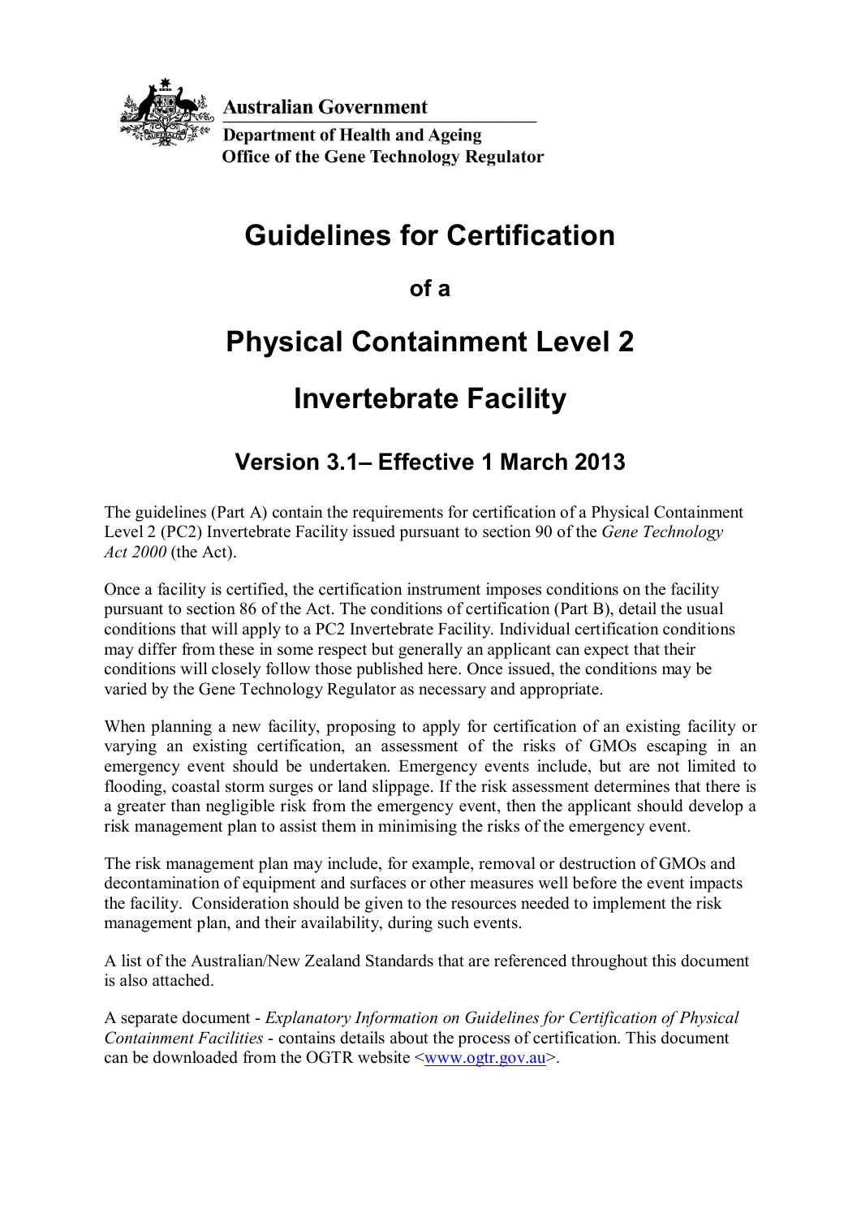**Australian Government**

**Department of Health and Ageing**

**Office of the Gene Technology Regulator**

# Guidelines for Certification

## of a

# Physical Containment Level 2

# Invertebrate Facility

## Version 3.1– Effective 1 March 2013

The guidelines (Part A) contain the requirements for certification of a Physical Containment Level 2 (PC2) Invertebrate Facility issued pursuant to section 90 of the *Gene Technology Act 2000* (the Act).

Once a facility is certified, the certification instrument imposes conditions on the facility pursuant to section 86 of the Act. The conditions of certification (Part B), detail the usual conditions that will apply to a PC2 Invertebrate Facility. Individual certification conditions may differ from these in some respect but generally an applicant can expect that their conditions will closely follow those published here. Once issued, the conditions may be varied by the Gene Technology Regulator as necessary and appropriate.

When planning a new facility, proposing to apply for certification of an existing facility or varying an existing certification, an assessment of the risks of GMOs escaping in an emergency event should be undertaken. Emergency events include, but are not limited to flooding, coastal storm surges or land slippage. If the risk assessment determines that there is a greater than negligible risk from the emergency event, then the applicant should develop a risk management plan to assist them in minimising the risks of the emergency event.

The risk management plan may include, for example, removal or destruction of GMOs and decontamination of equipment and surfaces or other measures well before the event impacts the facility. Consideration should be given to the resources needed to implement the risk management plan, and their availability, during such events.

A list of the Australian/New Zealand Standards that are referenced throughout this document is also attached.

A separate document - *Explanatory Information on Guidelines for Certification of Physical Containment Facilities* - contains details about the process of certification. This document can be downloaded from the OGTR website <www.ogtr.gov.au>.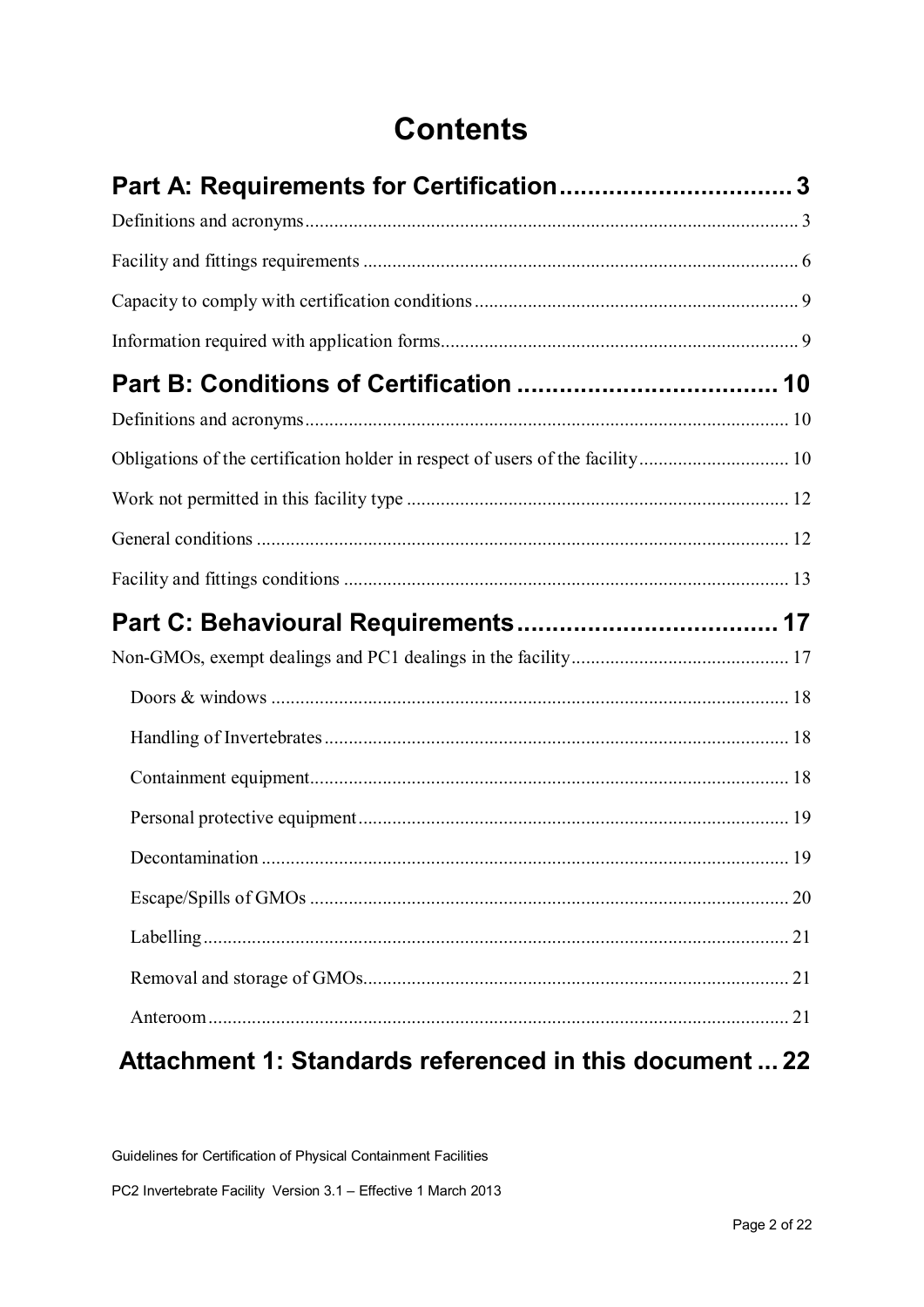# Contents

**Part A: Requirements for Certification ................................ 3**

Definitions and acronyms ........................................ 3

Facility and fittings requirements ........................................ 6

Capacity to comply with certification conditions ........................................ 9

Information required with application forms ........................................ 9

**Part B: Conditions of Certification ................................ 10**

Definitions and acronyms ........................................ 10

Obligations of the certification holder in respect of users of the facility ........................................ 10

Work not permitted in this facility type ........................................ 12

General conditions ........................................ 12

Facility and fittings conditions ........................................ 13

**Part C: Behavioural Requirements ................................ 17**

Non-GMOs, exempt dealings and PC1 dealings in the facility ........................................ 17

- Doors & windows ........................................ 18
- Handling of Invertebrates ........................................ 18
- Containment equipment ........................................ 18
- Personal protective equipment ........................................ 19
- Decontamination ........................................ 19
- Escape/Spills of GMOs ........................................ 20
- Labelling ........................................ 21
- Removal and storage of GMOs ........................................ 21
- Anteroom ........................................ 21

**Attachment 1: Standards referenced in this document ... 22**

Guidelines for Certification of Physical Containment Facilities

PC2 Invertebrate Facility Version 3.1 – Effective 1 March 2013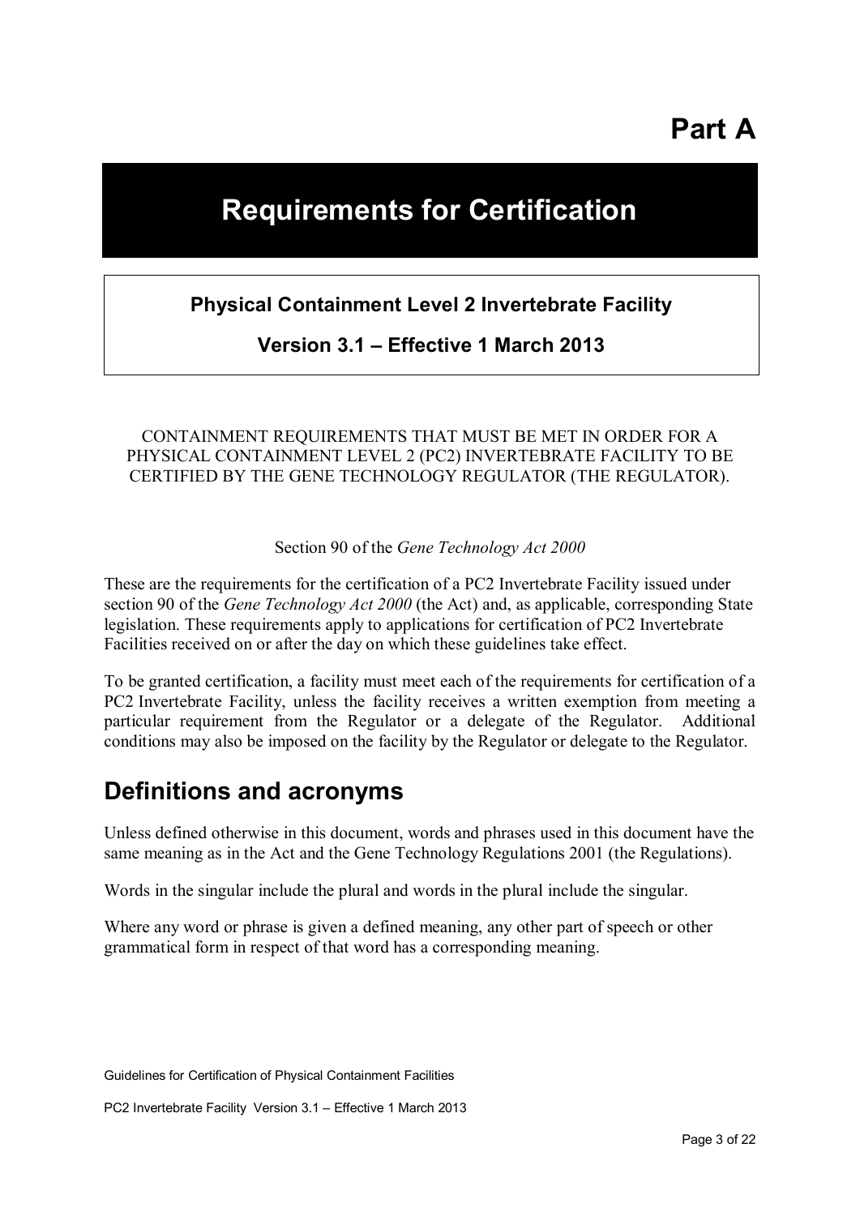# Part A

# Requirements for Certification

**Physical Containment Level 2 Invertebrate Facility**

**Version 3.1 – Effective 1 March 2013**

CONTAINMENT REQUIREMENTS THAT MUST BE MET IN ORDER FOR A PHYSICAL CONTAINMENT LEVEL 2 (PC2) INVERTEBRATE FACILITY TO BE CERTIFIED BY THE GENE TECHNOLOGY REGULATOR (THE REGULATOR).

Section 90 of the *Gene Technology Act 2000*

These are the requirements for the certification of a PC2 Invertebrate Facility issued under section 90 of the *Gene Technology Act 2000* (the Act) and, as applicable, corresponding State legislation. These requirements apply to applications for certification of PC2 Invertebrate Facilities received on or after the day on which these guidelines take effect.

To be granted certification, a facility must meet each of the requirements for certification of a PC2 Invertebrate Facility, unless the facility receives a written exemption from meeting a particular requirement from the Regulator or a delegate of the Regulator. Additional conditions may also be imposed on the facility by the Regulator or delegate to the Regulator.

## Definitions and acronyms

Unless defined otherwise in this document, words and phrases used in this document have the same meaning as in the Act and the Gene Technology Regulations 2001 (the Regulations).

Words in the singular include the plural and words in the plural include the singular.

Where any word or phrase is given a defined meaning, any other part of speech or other grammatical form in respect of that word has a corresponding meaning.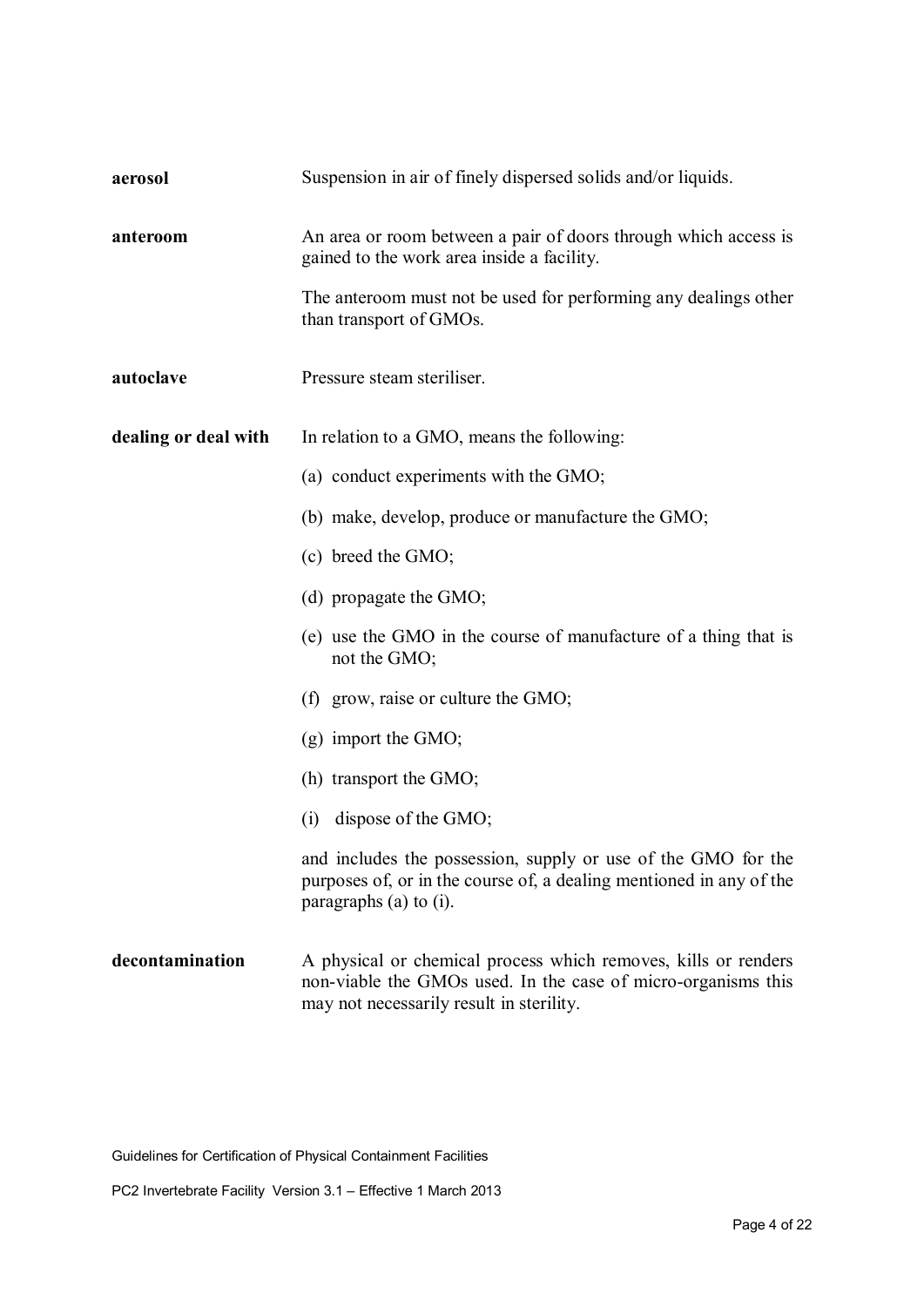**aerosol** — Suspension in air of finely dispersed solids and/or liquids.

**anteroom** — An area or room between a pair of doors through which access is gained to the work area inside a facility.

The anteroom must not be used for performing any dealings other than transport of GMOs.

**autoclave** — Pressure steam steriliser.

**dealing or deal with** — In relation to a GMO, means the following:

(a) conduct experiments with the GMO;

(b) make, develop, produce or manufacture the GMO;

(c) breed the GMO;

(d) propagate the GMO;

(e) use the GMO in the course of manufacture of a thing that is not the GMO;

(f) grow, raise or culture the GMO;

(g) import the GMO;

(h) transport the GMO;

(i) dispose of the GMO;

and includes the possession, supply or use of the GMO for the purposes of, or in the course of, a dealing mentioned in any of the paragraphs (a) to (i).

**decontamination** — A physical or chemical process which removes, kills or renders non-viable the GMOs used. In the case of micro-organisms this may not necessarily result in sterility.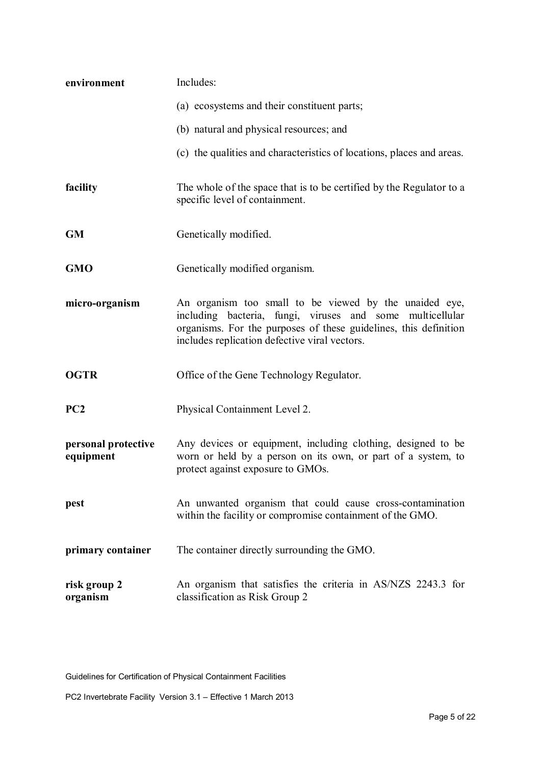| | |
|---|---|
| **environment** | Includes:<br>(a) ecosystems and their constituent parts;<br>(b) natural and physical resources; and<br>(c) the qualities and characteristics of locations, places and areas. |
| **facility** | The whole of the space that is to be certified by the Regulator to a specific level of containment. |
| **GM** | Genetically modified. |
| **GMO** | Genetically modified organism. |
| **micro-organism** | An organism too small to be viewed by the unaided eye, including bacteria, fungi, viruses and some multicellular organisms. For the purposes of these guidelines, this definition includes replication defective viral vectors. |
| **OGTR** | Office of the Gene Technology Regulator. |
| **PC2** | Physical Containment Level 2. |
| **personal protective equipment** | Any devices or equipment, including clothing, designed to be worn or held by a person on its own, or part of a system, to protect against exposure to GMOs. |
| **pest** | An unwanted organism that could cause cross-contamination within the facility or compromise containment of the GMO. |
| **primary container** | The container directly surrounding the GMO. |
| **risk group 2 organism** | An organism that satisfies the criteria in AS/NZS 2243.3 for classification as Risk Group 2 |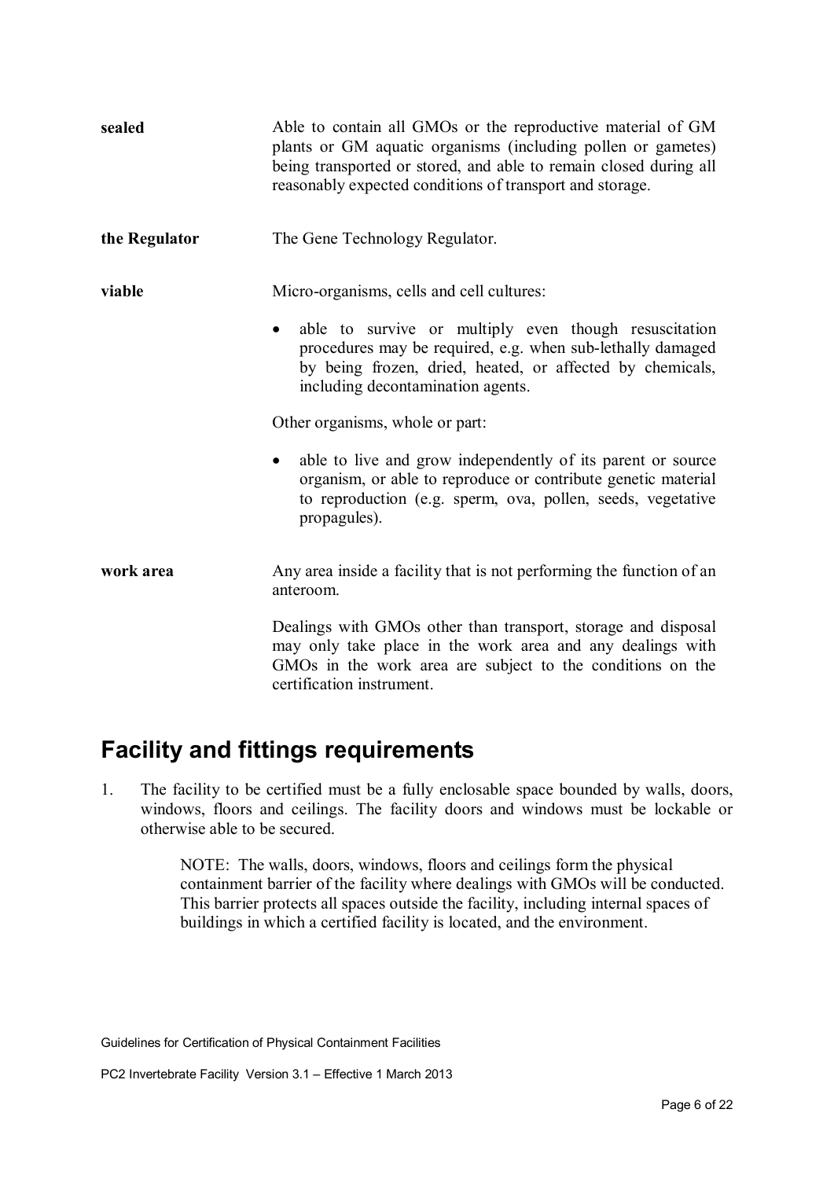**sealed** — Able to contain all GMOs or the reproductive material of GM plants or GM aquatic organisms (including pollen or gametes) being transported or stored, and able to remain closed during all reasonably expected conditions of transport and storage.

**the Regulator** — The Gene Technology Regulator.

**viable** — Micro-organisms, cells and cell cultures:

- able to survive or multiply even though resuscitation procedures may be required, e.g. when sub-lethally damaged by being frozen, dried, heated, or affected by chemicals, including decontamination agents.

Other organisms, whole or part:

- able to live and grow independently of its parent or source organism, or able to reproduce or contribute genetic material to reproduction (e.g. sperm, ova, pollen, seeds, vegetative propagules).

**work area** — Any area inside a facility that is not performing the function of an anteroom.

Dealings with GMOs other than transport, storage and disposal may only take place in the work area and any dealings with GMOs in the work area are subject to the conditions on the certification instrument.

## Facility and fittings requirements

1. The facility to be certified must be a fully enclosable space bounded by walls, doors, windows, floors and ceilings. The facility doors and windows must be lockable or otherwise able to be secured.

   NOTE: The walls, doors, windows, floors and ceilings form the physical containment barrier of the facility where dealings with GMOs will be conducted. This barrier protects all spaces outside the facility, including internal spaces of buildings in which a certified facility is located, and the environment.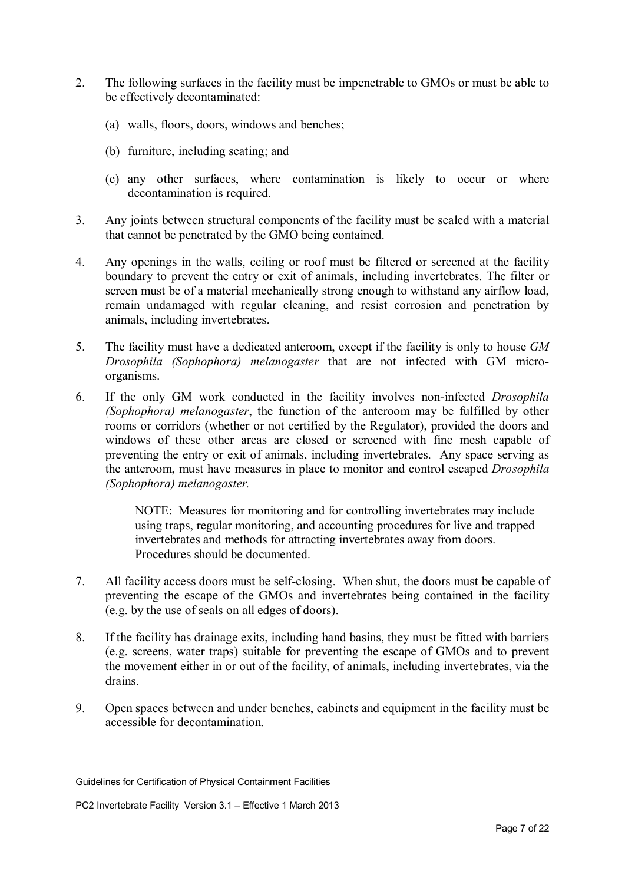2. The following surfaces in the facility must be impenetrable to GMOs or must be able to be effectively decontaminated:

   (a) walls, floors, doors, windows and benches;

   (b) furniture, including seating; and

   (c) any other surfaces, where contamination is likely to occur or where decontamination is required.

3. Any joints between structural components of the facility must be sealed with a material that cannot be penetrated by the GMO being contained.

4. Any openings in the walls, ceiling or roof must be filtered or screened at the facility boundary to prevent the entry or exit of animals, including invertebrates. The filter or screen must be of a material mechanically strong enough to withstand any airflow load, remain undamaged with regular cleaning, and resist corrosion and penetration by animals, including invertebrates.

5. The facility must have a dedicated anteroom, except if the facility is only to house *GM Drosophila (Sophophora) melanogaster* that are not infected with GM micro-organisms.

6. If the only GM work conducted in the facility involves non-infected *Drosophila (Sophophora) melanogaster*, the function of the anteroom may be fulfilled by other rooms or corridors (whether or not certified by the Regulator), provided the doors and windows of these other areas are closed or screened with fine mesh capable of preventing the entry or exit of animals, including invertebrates. Any space serving as the anteroom, must have measures in place to monitor and control escaped *Drosophila (Sophophora) melanogaster.*

   NOTE: Measures for monitoring and for controlling invertebrates may include using traps, regular monitoring, and accounting procedures for live and trapped invertebrates and methods for attracting invertebrates away from doors. Procedures should be documented.

7. All facility access doors must be self-closing. When shut, the doors must be capable of preventing the escape of the GMOs and invertebrates being contained in the facility (e.g. by the use of seals on all edges of doors).

8. If the facility has drainage exits, including hand basins, they must be fitted with barriers (e.g. screens, water traps) suitable for preventing the escape of GMOs and to prevent the movement either in or out of the facility, of animals, including invertebrates, via the drains.

9. Open spaces between and under benches, cabinets and equipment in the facility must be accessible for decontamination.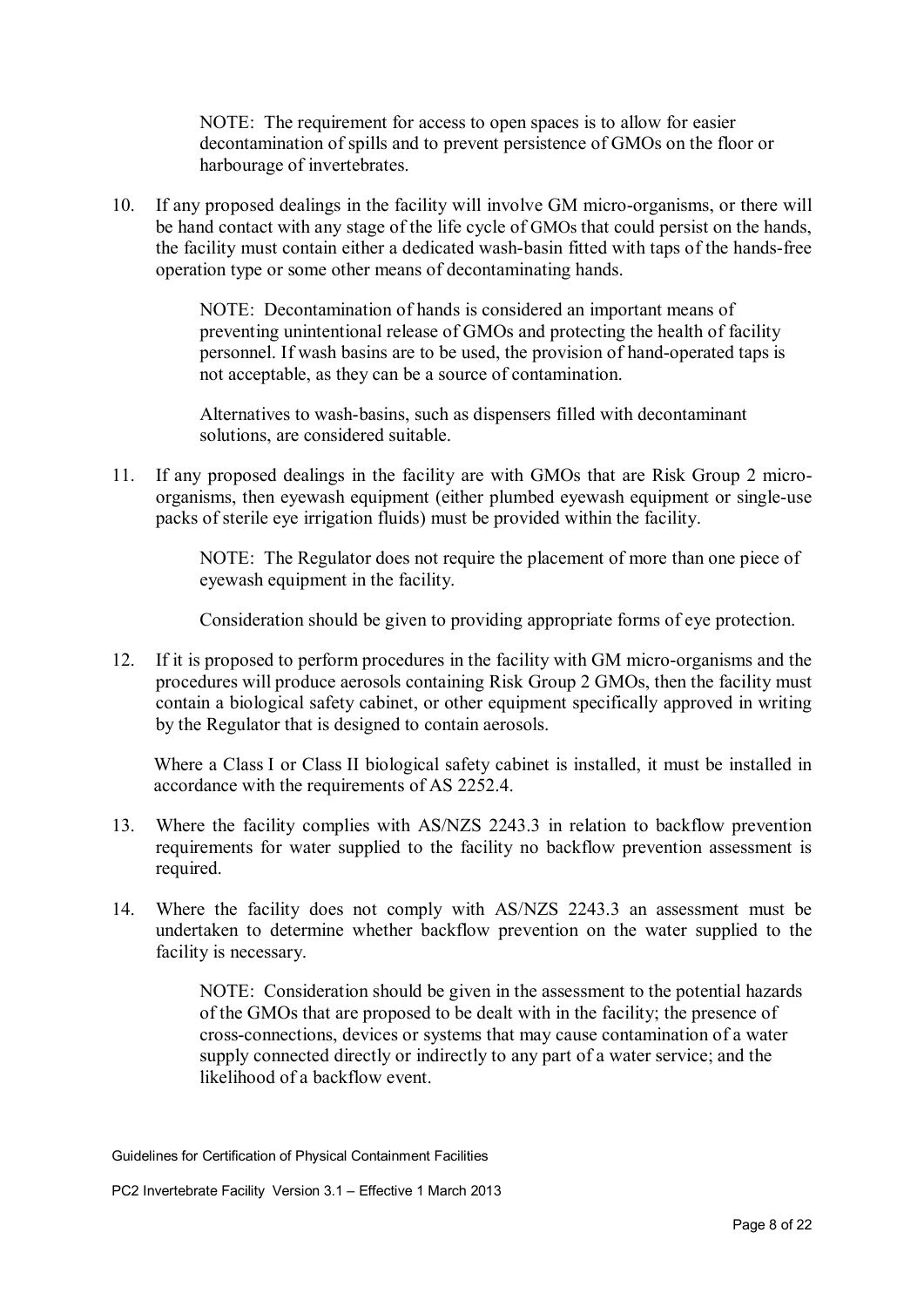NOTE: The requirement for access to open spaces is to allow for easier decontamination of spills and to prevent persistence of GMOs on the floor or harbourage of invertebrates.

10. If any proposed dealings in the facility will involve GM micro-organisms, or there will be hand contact with any stage of the life cycle of GMOs that could persist on the hands, the facility must contain either a dedicated wash-basin fitted with taps of the hands-free operation type or some other means of decontaminating hands.

    NOTE: Decontamination of hands is considered an important means of preventing unintentional release of GMOs and protecting the health of facility personnel. If wash basins are to be used, the provision of hand-operated taps is not acceptable, as they can be a source of contamination.

    Alternatives to wash-basins, such as dispensers filled with decontaminant solutions, are considered suitable.

11. If any proposed dealings in the facility are with GMOs that are Risk Group 2 micro-organisms, then eyewash equipment (either plumbed eyewash equipment or single-use packs of sterile eye irrigation fluids) must be provided within the facility.

    NOTE: The Regulator does not require the placement of more than one piece of eyewash equipment in the facility.

    Consideration should be given to providing appropriate forms of eye protection.

12. If it is proposed to perform procedures in the facility with GM micro-organisms and the procedures will produce aerosols containing Risk Group 2 GMOs, then the facility must contain a biological safety cabinet, or other equipment specifically approved in writing by the Regulator that is designed to contain aerosols.

    Where a Class I or Class II biological safety cabinet is installed, it must be installed in accordance with the requirements of AS 2252.4.

13. Where the facility complies with AS/NZS 2243.3 in relation to backflow prevention requirements for water supplied to the facility no backflow prevention assessment is required.

14. Where the facility does not comply with AS/NZS 2243.3 an assessment must be undertaken to determine whether backflow prevention on the water supplied to the facility is necessary.

    NOTE: Consideration should be given in the assessment to the potential hazards of the GMOs that are proposed to be dealt with in the facility; the presence of cross-connections, devices or systems that may cause contamination of a water supply connected directly or indirectly to any part of a water service; and the likelihood of a backflow event.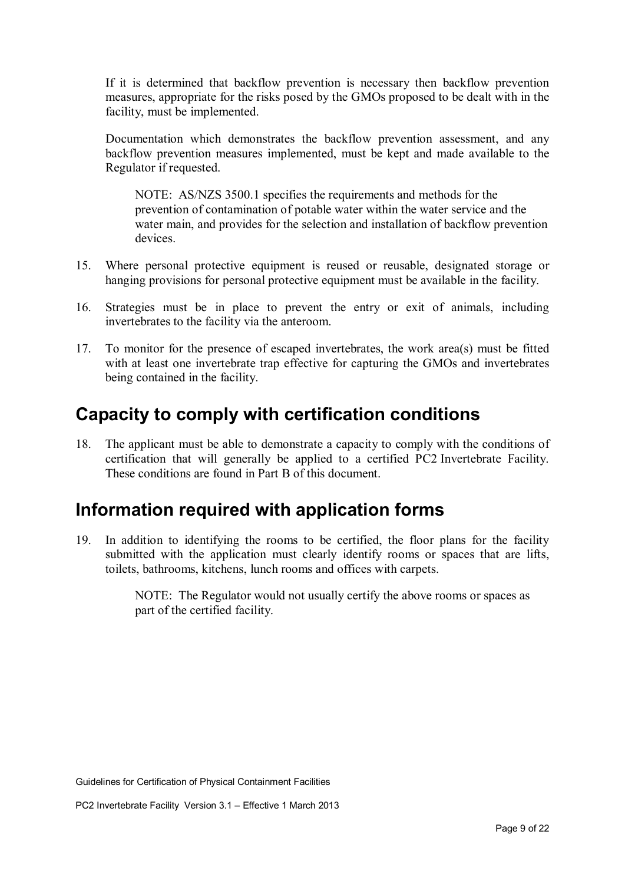If it is determined that backflow prevention is necessary then backflow prevention measures, appropriate for the risks posed by the GMOs proposed to be dealt with in the facility, must be implemented.

Documentation which demonstrates the backflow prevention assessment, and any backflow prevention measures implemented, must be kept and made available to the Regulator if requested.

> NOTE: AS/NZS 3500.1 specifies the requirements and methods for the prevention of contamination of potable water within the water service and the water main, and provides for the selection and installation of backflow prevention devices.

15. Where personal protective equipment is reused or reusable, designated storage or hanging provisions for personal protective equipment must be available in the facility.

16. Strategies must be in place to prevent the entry or exit of animals, including invertebrates to the facility via the anteroom.

17. To monitor for the presence of escaped invertebrates, the work area(s) must be fitted with at least one invertebrate trap effective for capturing the GMOs and invertebrates being contained in the facility.

## Capacity to comply with certification conditions

18. The applicant must be able to demonstrate a capacity to comply with the conditions of certification that will generally be applied to a certified PC2 Invertebrate Facility. These conditions are found in Part B of this document.

## Information required with application forms

19. In addition to identifying the rooms to be certified, the floor plans for the facility submitted with the application must clearly identify rooms or spaces that are lifts, toilets, bathrooms, kitchens, lunch rooms and offices with carpets.

> NOTE: The Regulator would not usually certify the above rooms or spaces as part of the certified facility.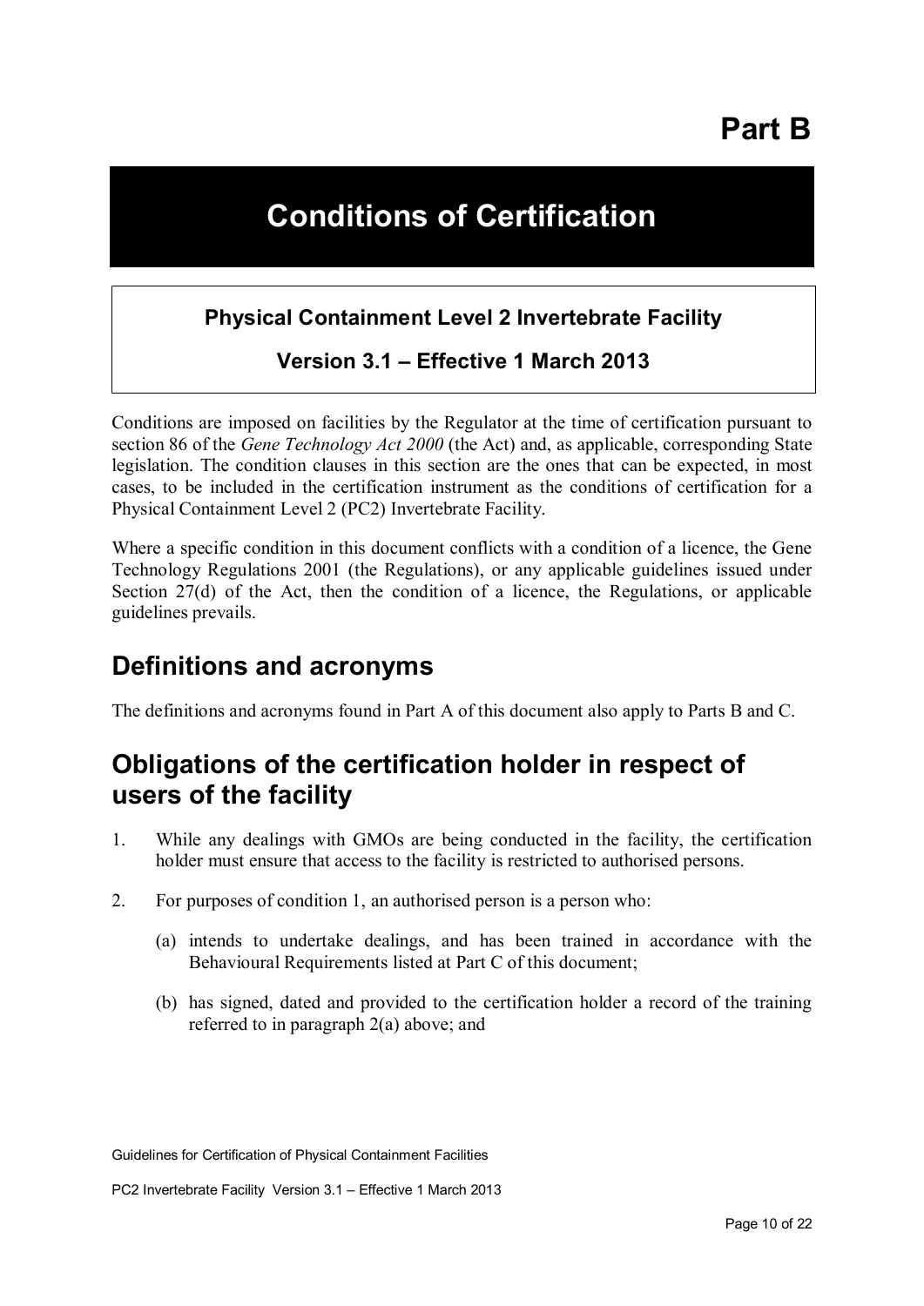# Part B

# Conditions of Certification

**Physical Containment Level 2 Invertebrate Facility**

**Version 3.1 – Effective 1 March 2013**

Conditions are imposed on facilities by the Regulator at the time of certification pursuant to section 86 of the *Gene Technology Act 2000* (the Act) and, as applicable, corresponding State legislation. The condition clauses in this section are the ones that can be expected, in most cases, to be included in the certification instrument as the conditions of certification for a Physical Containment Level 2 (PC2) Invertebrate Facility.

Where a specific condition in this document conflicts with a condition of a licence, the Gene Technology Regulations 2001 (the Regulations), or any applicable guidelines issued under Section 27(d) of the Act, then the condition of a licence, the Regulations, or applicable guidelines prevails.

## Definitions and acronyms

The definitions and acronyms found in Part A of this document also apply to Parts B and C.

## Obligations of the certification holder in respect of users of the facility

1. While any dealings with GMOs are being conducted in the facility, the certification holder must ensure that access to the facility is restricted to authorised persons.

2. For purposes of condition 1, an authorised person is a person who:

   (a) intends to undertake dealings, and has been trained in accordance with the Behavioural Requirements listed at Part C of this document;

   (b) has signed, dated and provided to the certification holder a record of the training referred to in paragraph 2(a) above; and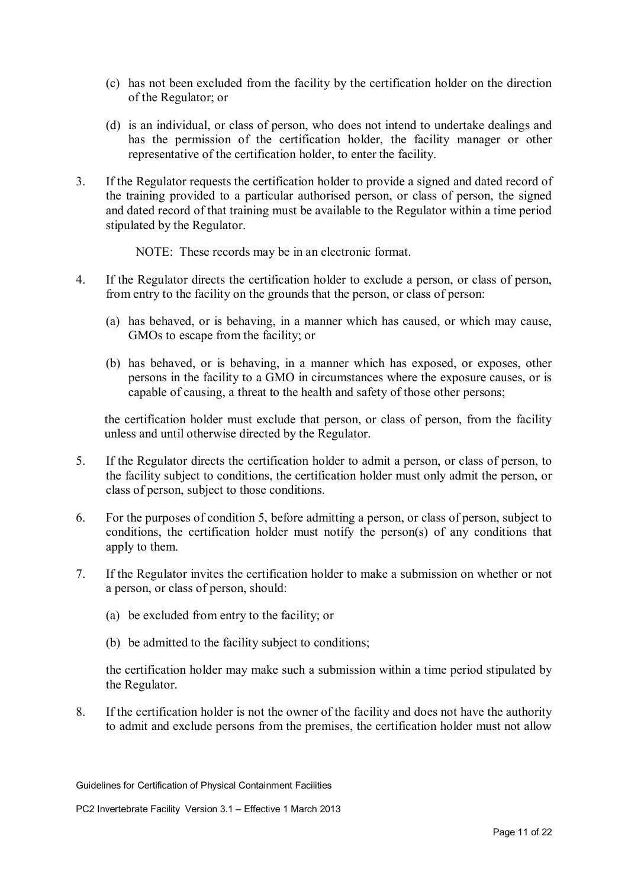(c) has not been excluded from the facility by the certification holder on the direction of the Regulator; or

(d) is an individual, or class of person, who does not intend to undertake dealings and has the permission of the certification holder, the facility manager or other representative of the certification holder, to enter the facility.

3. If the Regulator requests the certification holder to provide a signed and dated record of the training provided to a particular authorised person, or class of person, the signed and dated record of that training must be available to the Regulator within a time period stipulated by the Regulator.

   NOTE: These records may be in an electronic format.

4. If the Regulator directs the certification holder to exclude a person, or class of person, from entry to the facility on the grounds that the person, or class of person:

   (a) has behaved, or is behaving, in a manner which has caused, or which may cause, GMOs to escape from the facility; or

   (b) has behaved, or is behaving, in a manner which has exposed, or exposes, other persons in the facility to a GMO in circumstances where the exposure causes, or is capable of causing, a threat to the health and safety of those other persons;

   the certification holder must exclude that person, or class of person, from the facility unless and until otherwise directed by the Regulator.

5. If the Regulator directs the certification holder to admit a person, or class of person, to the facility subject to conditions, the certification holder must only admit the person, or class of person, subject to those conditions.

6. For the purposes of condition 5, before admitting a person, or class of person, subject to conditions, the certification holder must notify the person(s) of any conditions that apply to them.

7. If the Regulator invites the certification holder to make a submission on whether or not a person, or class of person, should:

   (a) be excluded from entry to the facility; or

   (b) be admitted to the facility subject to conditions;

   the certification holder may make such a submission within a time period stipulated by the Regulator.

8. If the certification holder is not the owner of the facility and does not have the authority to admit and exclude persons from the premises, the certification holder must not allow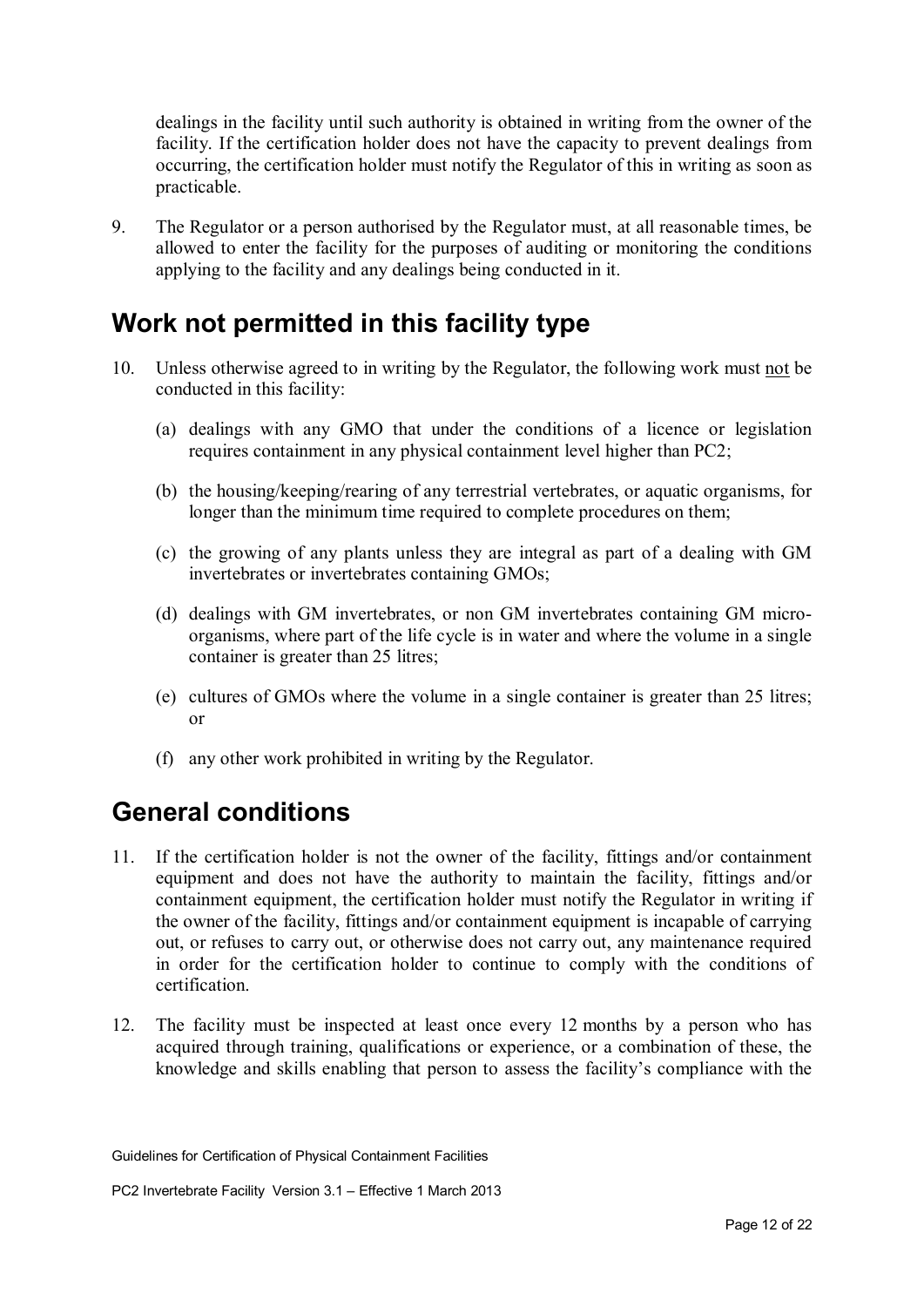dealings in the facility until such authority is obtained in writing from the owner of the facility. If the certification holder does not have the capacity to prevent dealings from occurring, the certification holder must notify the Regulator of this in writing as soon as practicable.

9. The Regulator or a person authorised by the Regulator must, at all reasonable times, be allowed to enter the facility for the purposes of auditing or monitoring the conditions applying to the facility and any dealings being conducted in it.

## Work not permitted in this facility type

10. Unless otherwise agreed to in writing by the Regulator, the following work must <u>not</u> be conducted in this facility:

    (a) dealings with any GMO that under the conditions of a licence or legislation requires containment in any physical containment level higher than PC2;

    (b) the housing/keeping/rearing of any terrestrial vertebrates, or aquatic organisms, for longer than the minimum time required to complete procedures on them;

    (c) the growing of any plants unless they are integral as part of a dealing with GM invertebrates or invertebrates containing GMOs;

    (d) dealings with GM invertebrates, or non GM invertebrates containing GM micro-organisms, where part of the life cycle is in water and where the volume in a single container is greater than 25 litres;

    (e) cultures of GMOs where the volume in a single container is greater than 25 litres; or

    (f) any other work prohibited in writing by the Regulator.

## General conditions

11. If the certification holder is not the owner of the facility, fittings and/or containment equipment and does not have the authority to maintain the facility, fittings and/or containment equipment, the certification holder must notify the Regulator in writing if the owner of the facility, fittings and/or containment equipment is incapable of carrying out, or refuses to carry out, or otherwise does not carry out, any maintenance required in order for the certification holder to continue to comply with the conditions of certification.

12. The facility must be inspected at least once every 12 months by a person who has acquired through training, qualifications or experience, or a combination of these, the knowledge and skills enabling that person to assess the facility's compliance with the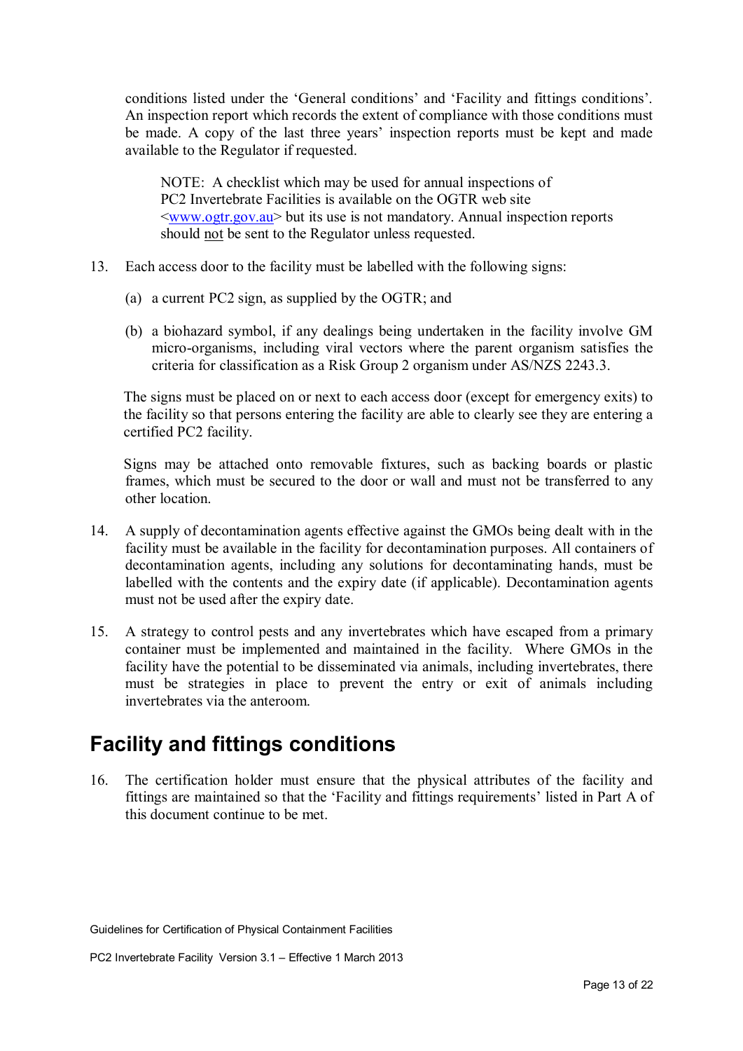conditions listed under the 'General conditions' and 'Facility and fittings conditions'. An inspection report which records the extent of compliance with those conditions must be made. A copy of the last three years' inspection reports must be kept and made available to the Regulator if requested.

> NOTE: A checklist which may be used for annual inspections of PC2 Invertebrate Facilities is available on the OGTR web site <www.ogtr.gov.au> but its use is not mandatory. Annual inspection reports should not be sent to the Regulator unless requested.

13. Each access door to the facility must be labelled with the following signs:

    (a) a current PC2 sign, as supplied by the OGTR; and

    (b) a biohazard symbol, if any dealings being undertaken in the facility involve GM micro-organisms, including viral vectors where the parent organism satisfies the criteria for classification as a Risk Group 2 organism under AS/NZS 2243.3.

    The signs must be placed on or next to each access door (except for emergency exits) to the facility so that persons entering the facility are able to clearly see they are entering a certified PC2 facility.

    Signs may be attached onto removable fixtures, such as backing boards or plastic frames, which must be secured to the door or wall and must not be transferred to any other location.

14. A supply of decontamination agents effective against the GMOs being dealt with in the facility must be available in the facility for decontamination purposes. All containers of decontamination agents, including any solutions for decontaminating hands, must be labelled with the contents and the expiry date (if applicable). Decontamination agents must not be used after the expiry date.

15. A strategy to control pests and any invertebrates which have escaped from a primary container must be implemented and maintained in the facility. Where GMOs in the facility have the potential to be disseminated via animals, including invertebrates, there must be strategies in place to prevent the entry or exit of animals including invertebrates via the anteroom.

## Facility and fittings conditions

16. The certification holder must ensure that the physical attributes of the facility and fittings are maintained so that the 'Facility and fittings requirements' listed in Part A of this document continue to be met.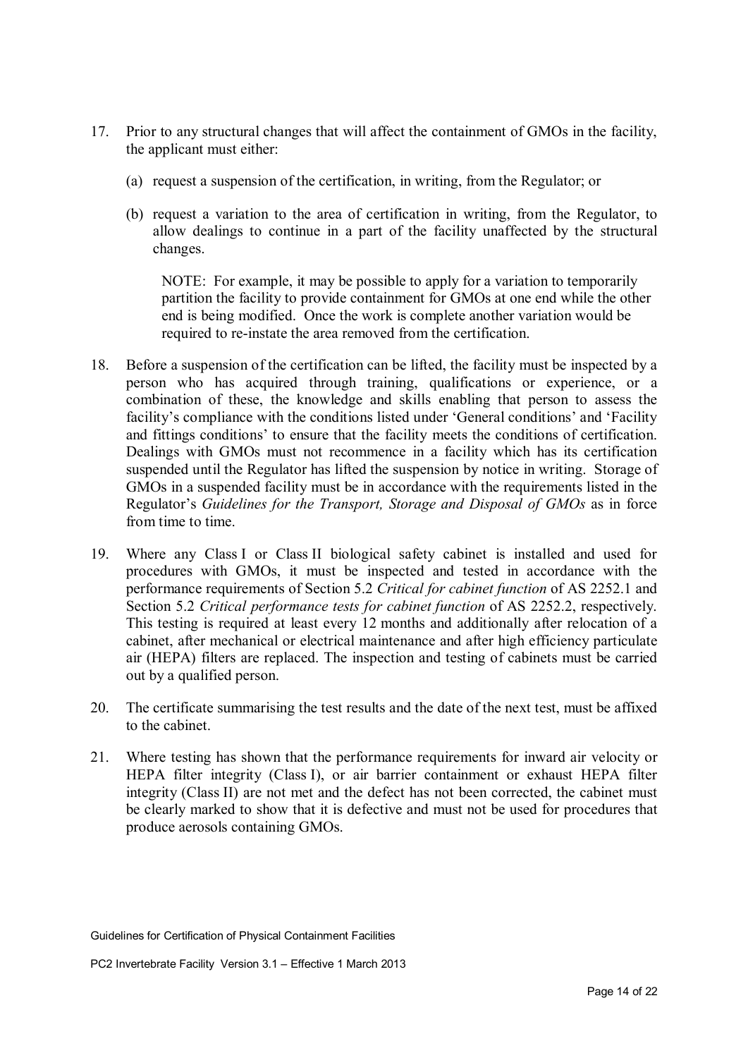17. Prior to any structural changes that will affect the containment of GMOs in the facility, the applicant must either:

    (a) request a suspension of the certification, in writing, from the Regulator; or

    (b) request a variation to the area of certification in writing, from the Regulator, to allow dealings to continue in a part of the facility unaffected by the structural changes.

    NOTE: For example, it may be possible to apply for a variation to temporarily partition the facility to provide containment for GMOs at one end while the other end is being modified. Once the work is complete another variation would be required to re-instate the area removed from the certification.

18. Before a suspension of the certification can be lifted, the facility must be inspected by a person who has acquired through training, qualifications or experience, or a combination of these, the knowledge and skills enabling that person to assess the facility's compliance with the conditions listed under 'General conditions' and 'Facility and fittings conditions' to ensure that the facility meets the conditions of certification. Dealings with GMOs must not recommence in a facility which has its certification suspended until the Regulator has lifted the suspension by notice in writing. Storage of GMOs in a suspended facility must be in accordance with the requirements listed in the Regulator's *Guidelines for the Transport, Storage and Disposal of GMOs* as in force from time to time.

19. Where any Class I or Class II biological safety cabinet is installed and used for procedures with GMOs, it must be inspected and tested in accordance with the performance requirements of Section 5.2 *Critical for cabinet function* of AS 2252.1 and Section 5.2 *Critical performance tests for cabinet function* of AS 2252.2, respectively. This testing is required at least every 12 months and additionally after relocation of a cabinet, after mechanical or electrical maintenance and after high efficiency particulate air (HEPA) filters are replaced. The inspection and testing of cabinets must be carried out by a qualified person.

20. The certificate summarising the test results and the date of the next test, must be affixed to the cabinet.

21. Where testing has shown that the performance requirements for inward air velocity or HEPA filter integrity (Class I), or air barrier containment or exhaust HEPA filter integrity (Class II) are not met and the defect has not been corrected, the cabinet must be clearly marked to show that it is defective and must not be used for procedures that produce aerosols containing GMOs.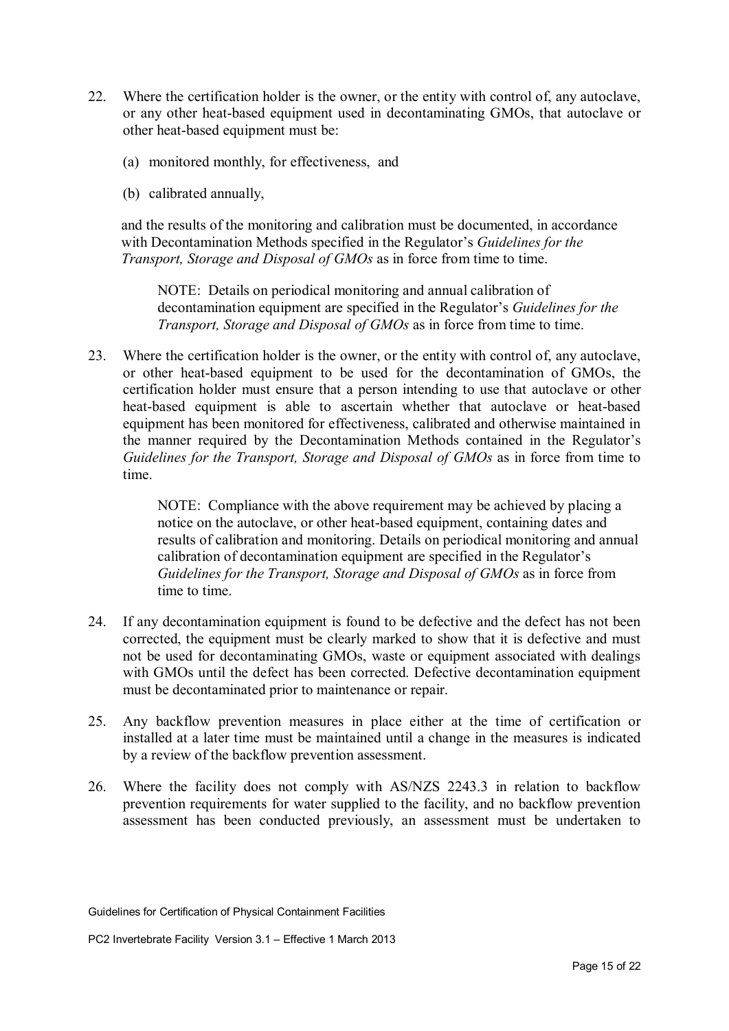22. Where the certification holder is the owner, or the entity with control of, any autoclave, or any other heat-based equipment used in decontaminating GMOs, that autoclave or other heat-based equipment must be:

    (a) monitored monthly, for effectiveness, and

    (b) calibrated annually,

    and the results of the monitoring and calibration must be documented, in accordance with Decontamination Methods specified in the Regulator's *Guidelines for the Transport, Storage and Disposal of GMOs* as in force from time to time.

    > NOTE: Details on periodical monitoring and annual calibration of decontamination equipment are specified in the Regulator's *Guidelines for the Transport, Storage and Disposal of GMOs* as in force from time to time.

23. Where the certification holder is the owner, or the entity with control of, any autoclave, or other heat-based equipment to be used for the decontamination of GMOs, the certification holder must ensure that a person intending to use that autoclave or other heat-based equipment is able to ascertain whether that autoclave or heat-based equipment has been monitored for effectiveness, calibrated and otherwise maintained in the manner required by the Decontamination Methods contained in the Regulator's *Guidelines for the Transport, Storage and Disposal of GMOs* as in force from time to time.

    > NOTE: Compliance with the above requirement may be achieved by placing a notice on the autoclave, or other heat-based equipment, containing dates and results of calibration and monitoring. Details on periodical monitoring and annual calibration of decontamination equipment are specified in the Regulator's *Guidelines for the Transport, Storage and Disposal of GMOs* as in force from time to time.

24. If any decontamination equipment is found to be defective and the defect has not been corrected, the equipment must be clearly marked to show that it is defective and must not be used for decontaminating GMOs, waste or equipment associated with dealings with GMOs until the defect has been corrected. Defective decontamination equipment must be decontaminated prior to maintenance or repair.

25. Any backflow prevention measures in place either at the time of certification or installed at a later time must be maintained until a change in the measures is indicated by a review of the backflow prevention assessment.

26. Where the facility does not comply with AS/NZS 2243.3 in relation to backflow prevention requirements for water supplied to the facility, and no backflow prevention assessment has been conducted previously, an assessment must be undertaken to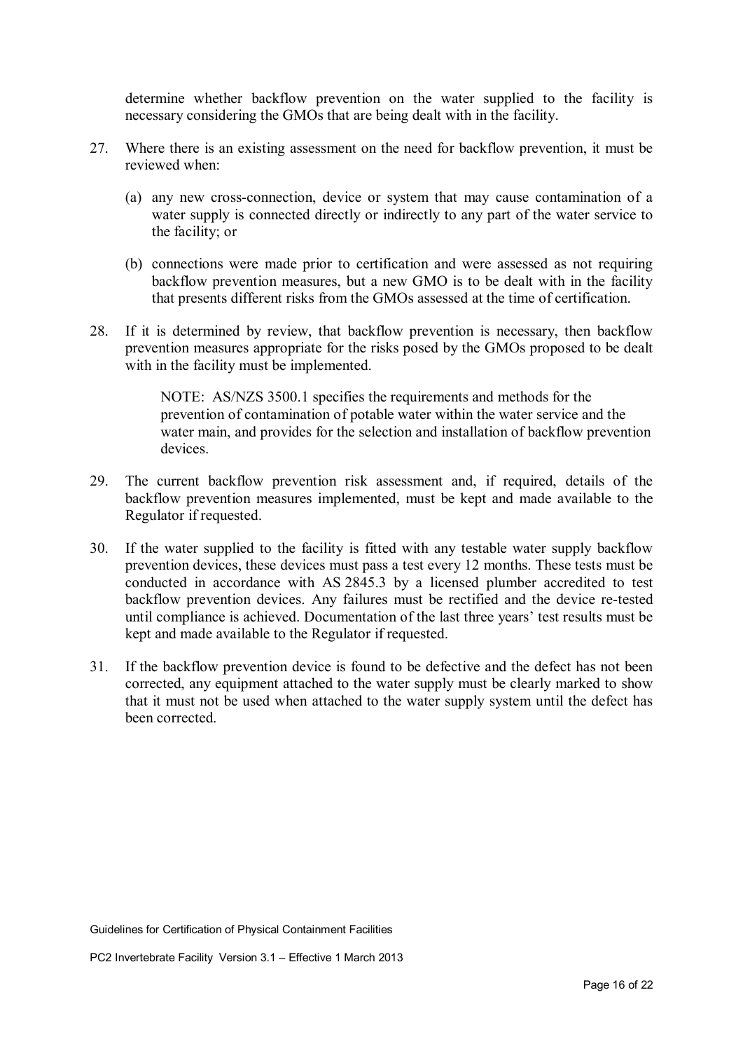determine whether backflow prevention on the water supplied to the facility is necessary considering the GMOs that are being dealt with in the facility.

27. Where there is an existing assessment on the need for backflow prevention, it must be reviewed when:

    (a) any new cross-connection, device or system that may cause contamination of a water supply is connected directly or indirectly to any part of the water service to the facility; or

    (b) connections were made prior to certification and were assessed as not requiring backflow prevention measures, but a new GMO is to be dealt with in the facility that presents different risks from the GMOs assessed at the time of certification.

28. If it is determined by review, that backflow prevention is necessary, then backflow prevention measures appropriate for the risks posed by the GMOs proposed to be dealt with in the facility must be implemented.

    NOTE: AS/NZS 3500.1 specifies the requirements and methods for the prevention of contamination of potable water within the water service and the water main, and provides for the selection and installation of backflow prevention devices.

29. The current backflow prevention risk assessment and, if required, details of the backflow prevention measures implemented, must be kept and made available to the Regulator if requested.

30. If the water supplied to the facility is fitted with any testable water supply backflow prevention devices, these devices must pass a test every 12 months. These tests must be conducted in accordance with AS 2845.3 by a licensed plumber accredited to test backflow prevention devices. Any failures must be rectified and the device re-tested until compliance is achieved. Documentation of the last three years' test results must be kept and made available to the Regulator if requested.

31. If the backflow prevention device is found to be defective and the defect has not been corrected, any equipment attached to the water supply must be clearly marked to show that it must not be used when attached to the water supply system until the defect has been corrected.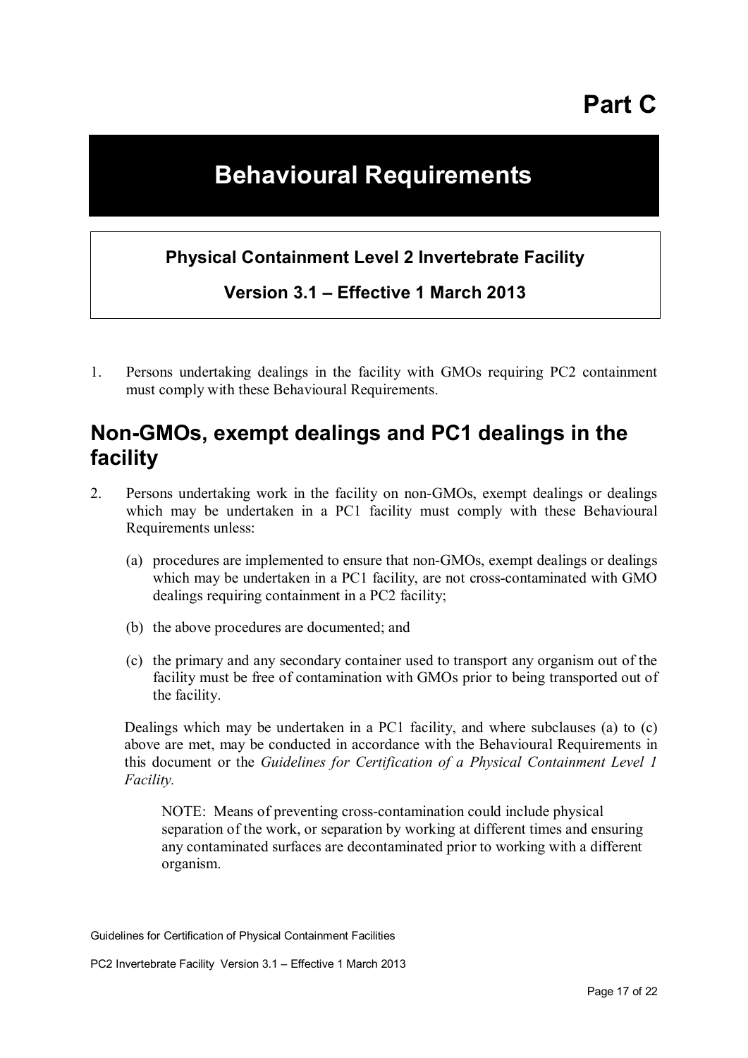# Part C

# Behavioural Requirements

**Physical Containment Level 2 Invertebrate Facility**

**Version 3.1 – Effective 1 March 2013**

1. Persons undertaking dealings in the facility with GMOs requiring PC2 containment must comply with these Behavioural Requirements.

## Non-GMOs, exempt dealings and PC1 dealings in the facility

2. Persons undertaking work in the facility on non-GMOs, exempt dealings or dealings which may be undertaken in a PC1 facility must comply with these Behavioural Requirements unless:

   (a) procedures are implemented to ensure that non-GMOs, exempt dealings or dealings which may be undertaken in a PC1 facility, are not cross-contaminated with GMO dealings requiring containment in a PC2 facility;

   (b) the above procedures are documented; and

   (c) the primary and any secondary container used to transport any organism out of the facility must be free of contamination with GMOs prior to being transported out of the facility.

   Dealings which may be undertaken in a PC1 facility, and where subclauses (a) to (c) above are met, may be conducted in accordance with the Behavioural Requirements in this document or the *Guidelines for Certification of a Physical Containment Level 1 Facility.*

   NOTE: Means of preventing cross-contamination could include physical separation of the work, or separation by working at different times and ensuring any contaminated surfaces are decontaminated prior to working with a different organism.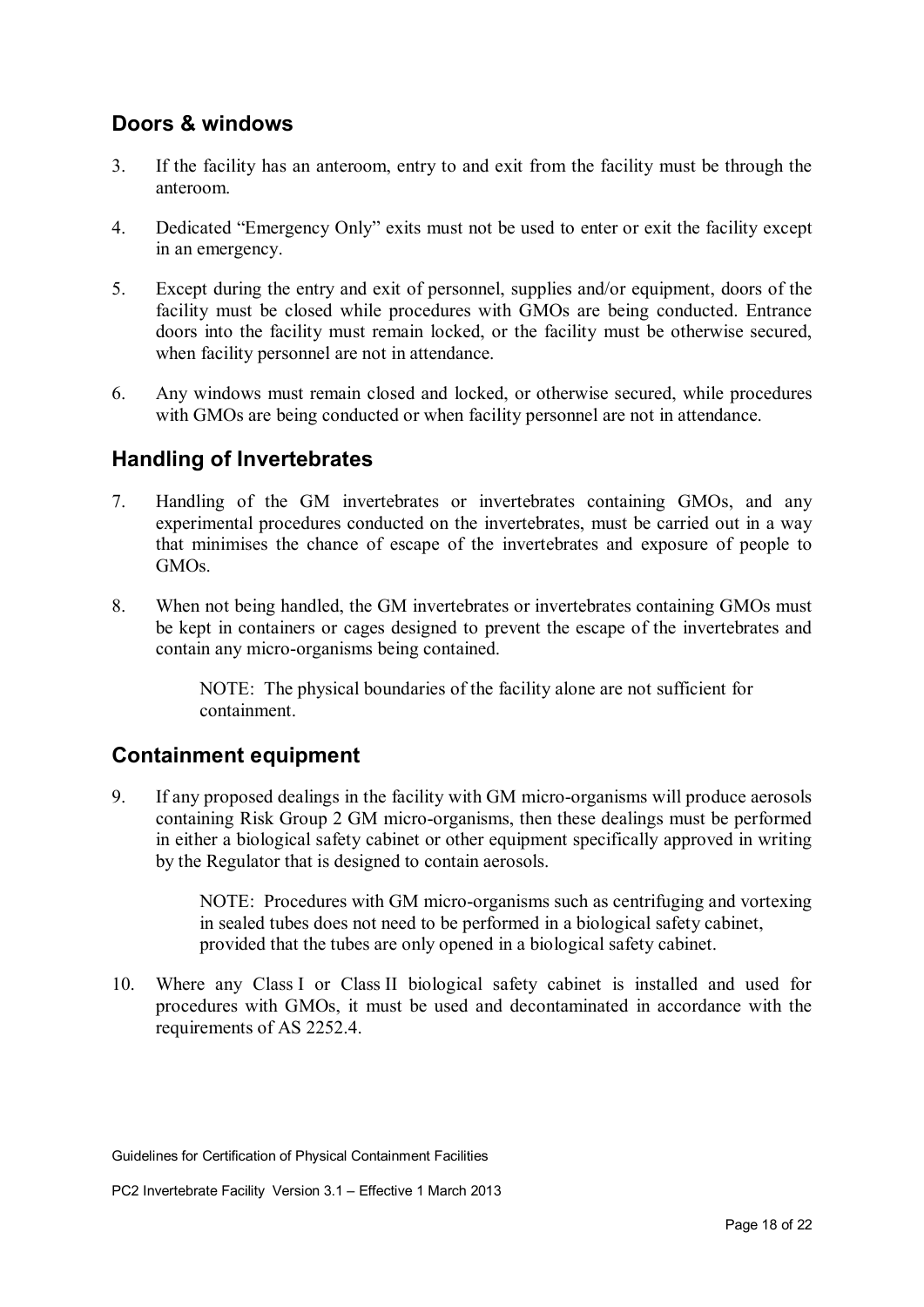## Doors & windows

3. If the facility has an anteroom, entry to and exit from the facility must be through the anteroom.

4. Dedicated "Emergency Only" exits must not be used to enter or exit the facility except in an emergency.

5. Except during the entry and exit of personnel, supplies and/or equipment, doors of the facility must be closed while procedures with GMOs are being conducted. Entrance doors into the facility must remain locked, or the facility must be otherwise secured, when facility personnel are not in attendance.

6. Any windows must remain closed and locked, or otherwise secured, while procedures with GMOs are being conducted or when facility personnel are not in attendance.

## Handling of Invertebrates

7. Handling of the GM invertebrates or invertebrates containing GMOs, and any experimental procedures conducted on the invertebrates, must be carried out in a way that minimises the chance of escape of the invertebrates and exposure of people to GMOs.

8. When not being handled, the GM invertebrates or invertebrates containing GMOs must be kept in containers or cages designed to prevent the escape of the invertebrates and contain any micro-organisms being contained.

   NOTE: The physical boundaries of the facility alone are not sufficient for containment.

## Containment equipment

9. If any proposed dealings in the facility with GM micro-organisms will produce aerosols containing Risk Group 2 GM micro-organisms, then these dealings must be performed in either a biological safety cabinet or other equipment specifically approved in writing by the Regulator that is designed to contain aerosols.

   NOTE: Procedures with GM micro-organisms such as centrifuging and vortexing in sealed tubes does not need to be performed in a biological safety cabinet, provided that the tubes are only opened in a biological safety cabinet.

10. Where any Class I or Class II biological safety cabinet is installed and used for procedures with GMOs, it must be used and decontaminated in accordance with the requirements of AS 2252.4.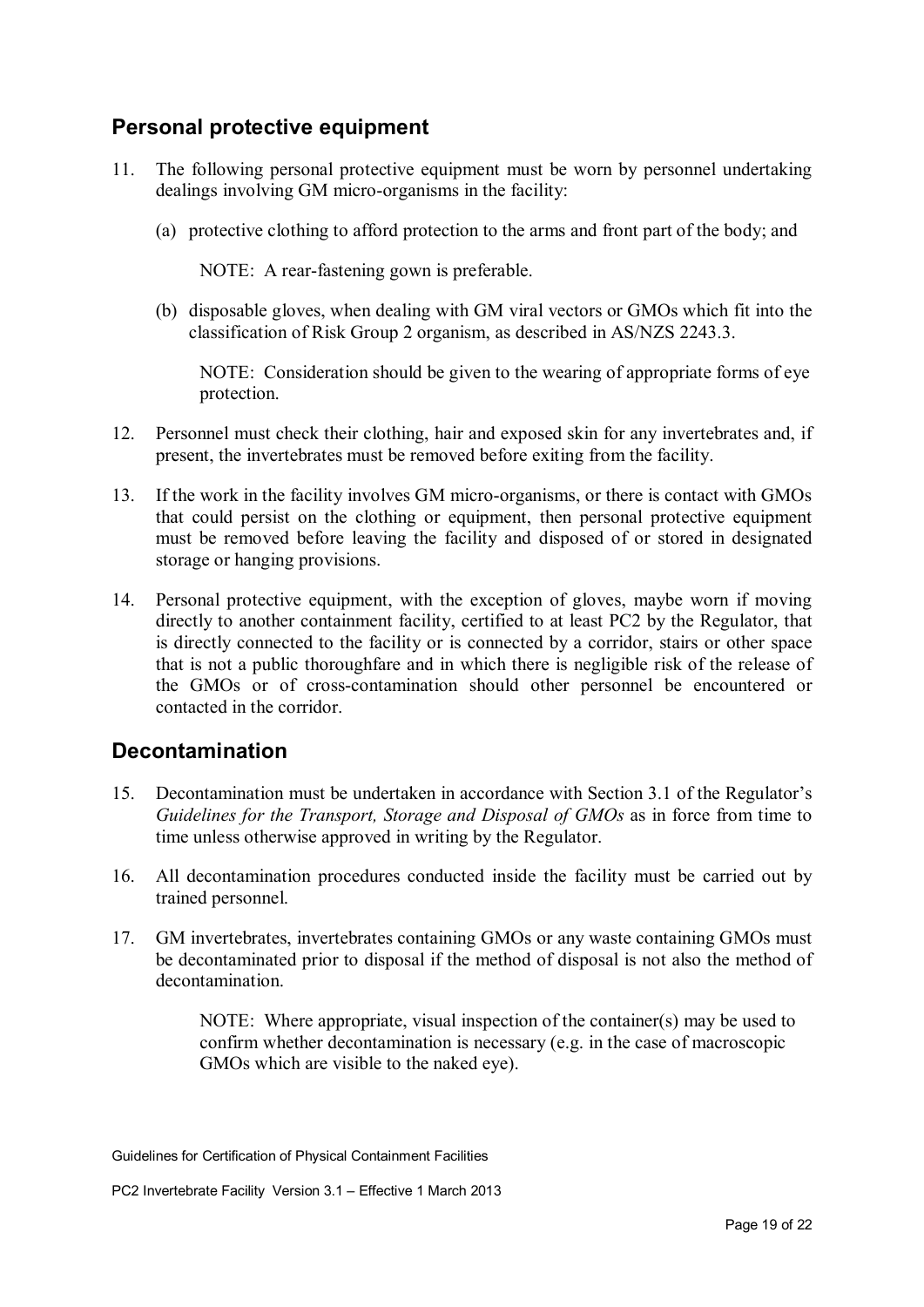## Personal protective equipment

11. The following personal protective equipment must be worn by personnel undertaking dealings involving GM micro-organisms in the facility:

    (a) protective clothing to afford protection to the arms and front part of the body; and

    NOTE: A rear-fastening gown is preferable.

    (b) disposable gloves, when dealing with GM viral vectors or GMOs which fit into the classification of Risk Group 2 organism, as described in AS/NZS 2243.3.

    NOTE: Consideration should be given to the wearing of appropriate forms of eye protection.

12. Personnel must check their clothing, hair and exposed skin for any invertebrates and, if present, the invertebrates must be removed before exiting from the facility.

13. If the work in the facility involves GM micro-organisms, or there is contact with GMOs that could persist on the clothing or equipment, then personal protective equipment must be removed before leaving the facility and disposed of or stored in designated storage or hanging provisions.

14. Personal protective equipment, with the exception of gloves, maybe worn if moving directly to another containment facility, certified to at least PC2 by the Regulator, that is directly connected to the facility or is connected by a corridor, stairs or other space that is not a public thoroughfare and in which there is negligible risk of the release of the GMOs or of cross-contamination should other personnel be encountered or contacted in the corridor.

## Decontamination

15. Decontamination must be undertaken in accordance with Section 3.1 of the Regulator's *Guidelines for the Transport, Storage and Disposal of GMOs* as in force from time to time unless otherwise approved in writing by the Regulator.

16. All decontamination procedures conducted inside the facility must be carried out by trained personnel.

17. GM invertebrates, invertebrates containing GMOs or any waste containing GMOs must be decontaminated prior to disposal if the method of disposal is not also the method of decontamination.

    NOTE: Where appropriate, visual inspection of the container(s) may be used to confirm whether decontamination is necessary (e.g. in the case of macroscopic GMOs which are visible to the naked eye).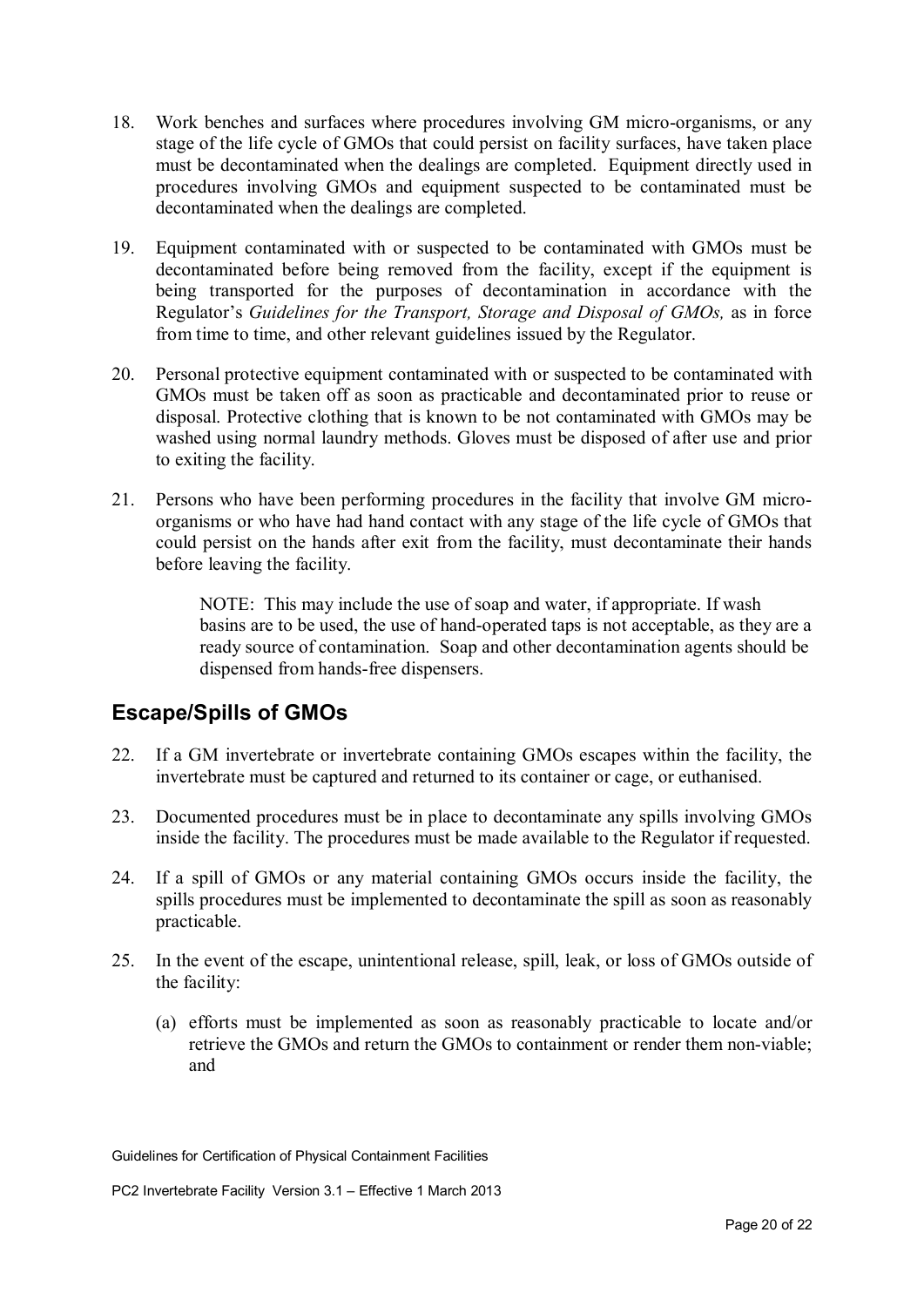18. Work benches and surfaces where procedures involving GM micro-organisms, or any stage of the life cycle of GMOs that could persist on facility surfaces, have taken place must be decontaminated when the dealings are completed. Equipment directly used in procedures involving GMOs and equipment suspected to be contaminated must be decontaminated when the dealings are completed.

19. Equipment contaminated with or suspected to be contaminated with GMOs must be decontaminated before being removed from the facility, except if the equipment is being transported for the purposes of decontamination in accordance with the Regulator's *Guidelines for the Transport, Storage and Disposal of GMOs,* as in force from time to time, and other relevant guidelines issued by the Regulator.

20. Personal protective equipment contaminated with or suspected to be contaminated with GMOs must be taken off as soon as practicable and decontaminated prior to reuse or disposal. Protective clothing that is known to be not contaminated with GMOs may be washed using normal laundry methods. Gloves must be disposed of after use and prior to exiting the facility.

21. Persons who have been performing procedures in the facility that involve GM micro-organisms or who have had hand contact with any stage of the life cycle of GMOs that could persist on the hands after exit from the facility, must decontaminate their hands before leaving the facility.

    NOTE: This may include the use of soap and water, if appropriate. If wash basins are to be used, the use of hand-operated taps is not acceptable, as they are a ready source of contamination. Soap and other decontamination agents should be dispensed from hands-free dispensers.

## Escape/Spills of GMOs

22. If a GM invertebrate or invertebrate containing GMOs escapes within the facility, the invertebrate must be captured and returned to its container or cage, or euthanised.

23. Documented procedures must be in place to decontaminate any spills involving GMOs inside the facility. The procedures must be made available to the Regulator if requested.

24. If a spill of GMOs or any material containing GMOs occurs inside the facility, the spills procedures must be implemented to decontaminate the spill as soon as reasonably practicable.

25. In the event of the escape, unintentional release, spill, leak, or loss of GMOs outside of the facility:

    (a) efforts must be implemented as soon as reasonably practicable to locate and/or retrieve the GMOs and return the GMOs to containment or render them non-viable; and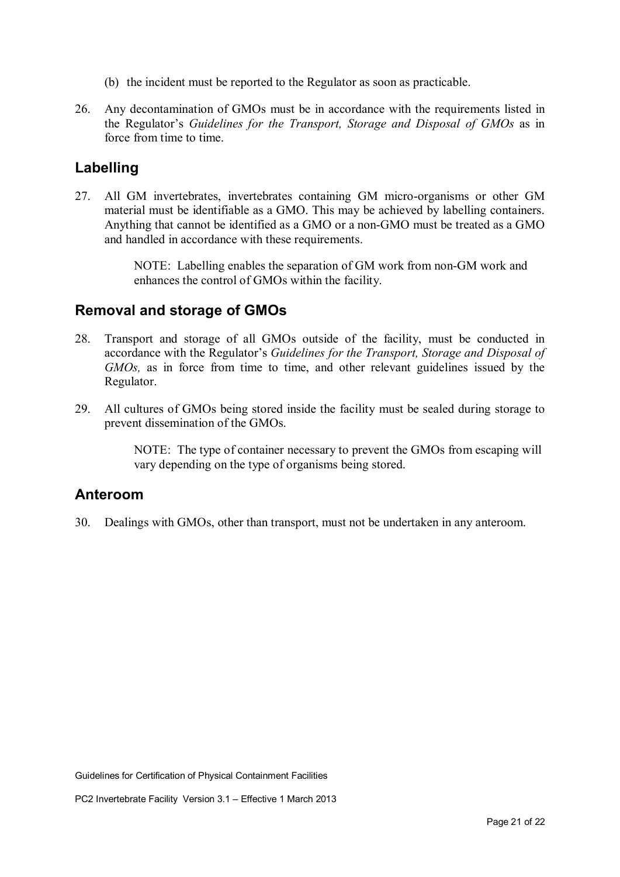(b) the incident must be reported to the Regulator as soon as practicable.

26. Any decontamination of GMOs must be in accordance with the requirements listed in the Regulator's *Guidelines for the Transport, Storage and Disposal of GMOs* as in force from time to time.

## Labelling

27. All GM invertebrates, invertebrates containing GM micro-organisms or other GM material must be identifiable as a GMO. This may be achieved by labelling containers. Anything that cannot be identified as a GMO or a non-GMO must be treated as a GMO and handled in accordance with these requirements.

    NOTE: Labelling enables the separation of GM work from non-GM work and enhances the control of GMOs within the facility.

## Removal and storage of GMOs

28. Transport and storage of all GMOs outside of the facility, must be conducted in accordance with the Regulator's *Guidelines for the Transport, Storage and Disposal of GMOs,* as in force from time to time, and other relevant guidelines issued by the Regulator.

29. All cultures of GMOs being stored inside the facility must be sealed during storage to prevent dissemination of the GMOs.

    NOTE: The type of container necessary to prevent the GMOs from escaping will vary depending on the type of organisms being stored.

## Anteroom

30. Dealings with GMOs, other than transport, must not be undertaken in any anteroom.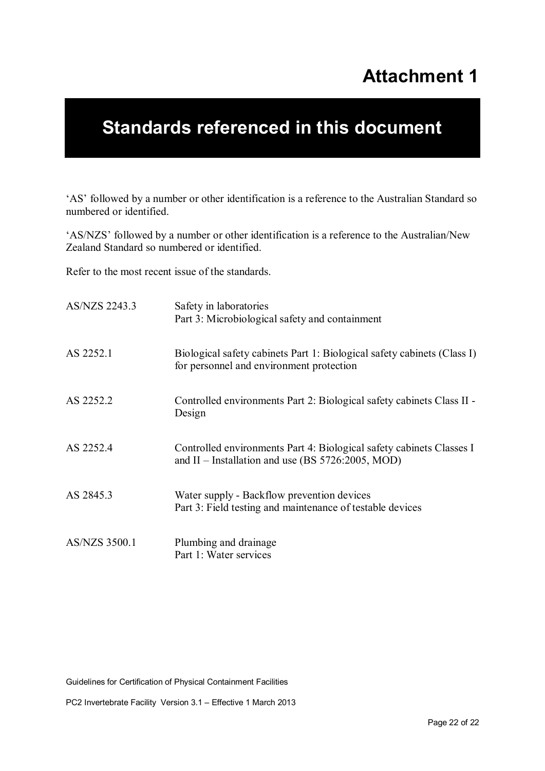# Attachment 1

## Standards referenced in this document

'AS' followed by a number or other identification is a reference to the Australian Standard so numbered or identified.

'AS/NZS' followed by a number or other identification is a reference to the Australian/New Zealand Standard so numbered or identified.

Refer to the most recent issue of the standards.

| | |
|---|---|
| AS/NZS 2243.3 | Safety in laboratories<br>Part 3: Microbiological safety and containment |
| AS 2252.1 | Biological safety cabinets Part 1: Biological safety cabinets (Class I) for personnel and environment protection |
| AS 2252.2 | Controlled environments Part 2: Biological safety cabinets Class II - Design |
| AS 2252.4 | Controlled environments Part 4: Biological safety cabinets Classes I and II – Installation and use (BS 5726:2005, MOD) |
| AS 2845.3 | Water supply - Backflow prevention devices<br>Part 3: Field testing and maintenance of testable devices |
| AS/NZS 3500.1 | Plumbing and drainage<br>Part 1: Water services |